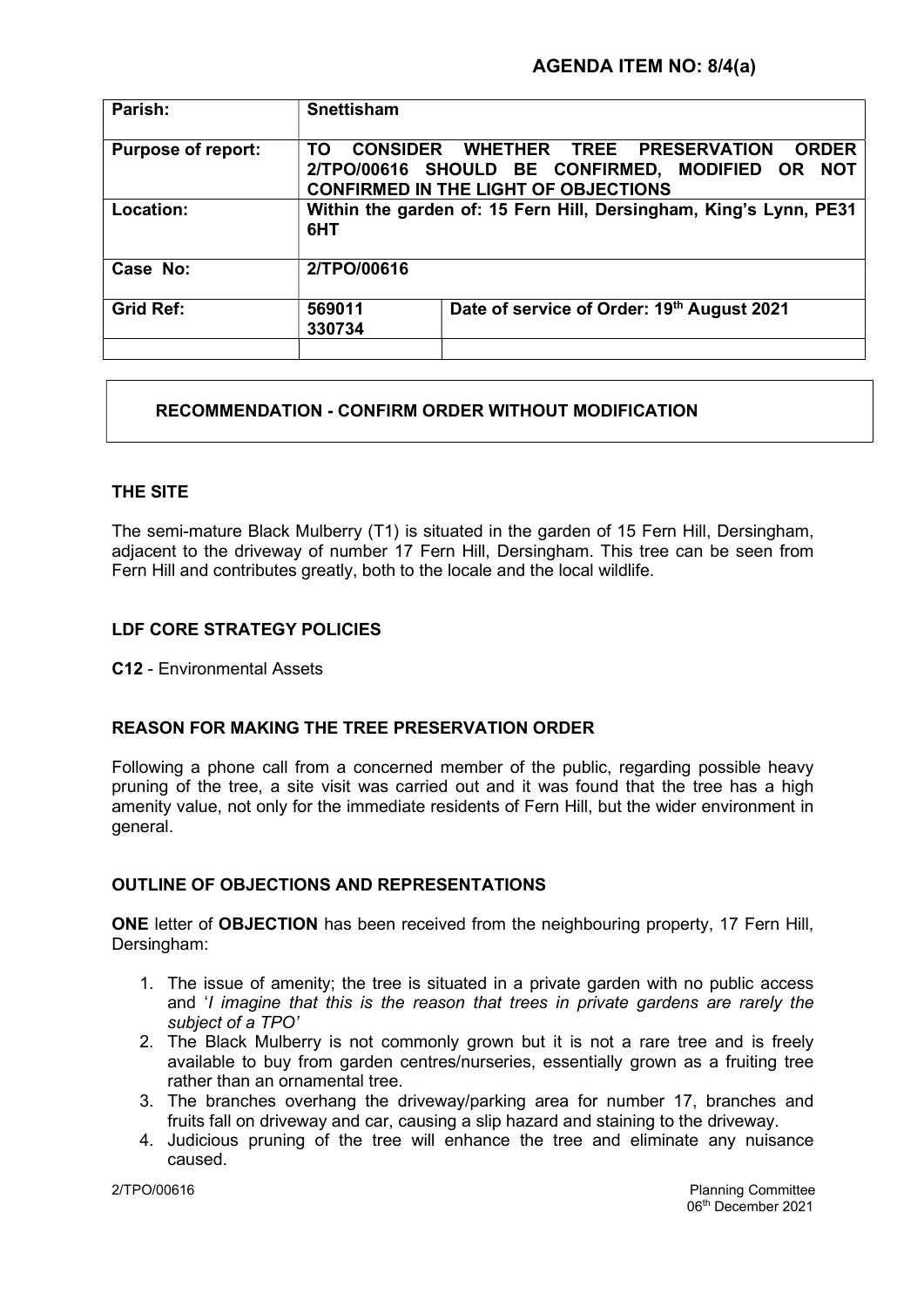**AGENDA ITEM NO: 8/4(a)**

| Parish: | Snettisham | |
|---|---|---|
| **Purpose of report:** | **TO CONSIDER WHETHER TREE PRESERVATION ORDER 2/TPO/00616 SHOULD BE CONFIRMED, MODIFIED OR NOT CONFIRMED IN THE LIGHT OF OBJECTIONS** | |
| **Location:** | **Within the garden of: 15 Fern Hill, Dersingham, King's Lynn, PE31 6HT** | |
| **Case No:** | **2/TPO/00616** | |
| **Grid Ref:** | **569011 330734** | **Date of service of Order: 19th August 2021** |
| | | |

**RECOMMENDATION - CONFIRM ORDER WITHOUT MODIFICATION**

## THE SITE

The semi-mature Black Mulberry (T1) is situated in the garden of 15 Fern Hill, Dersingham, adjacent to the driveway of number 17 Fern Hill, Dersingham. This tree can be seen from Fern Hill and contributes greatly, both to the locale and the local wildlife.

## LDF CORE STRATEGY POLICIES

**C12** - Environmental Assets

## REASON FOR MAKING THE TREE PRESERVATION ORDER

Following a phone call from a concerned member of the public, regarding possible heavy pruning of the tree, a site visit was carried out and it was found that the tree has a high amenity value, not only for the immediate residents of Fern Hill, but the wider environment in general.

## OUTLINE OF OBJECTIONS AND REPRESENTATIONS

**ONE** letter of **OBJECTION** has been received from the neighbouring property, 17 Fern Hill, Dersingham:

1. The issue of amenity; the tree is situated in a private garden with no public access and '*I imagine that this is the reason that trees in private gardens are rarely the subject of a TPO'*
2. The Black Mulberry is not commonly grown but it is not a rare tree and is freely available to buy from garden centres/nurseries, essentially grown as a fruiting tree rather than an ornamental tree.
3. The branches overhang the driveway/parking area for number 17, branches and fruits fall on driveway and car, causing a slip hazard and staining to the driveway.
4. Judicious pruning of the tree will enhance the tree and eliminate any nuisance caused.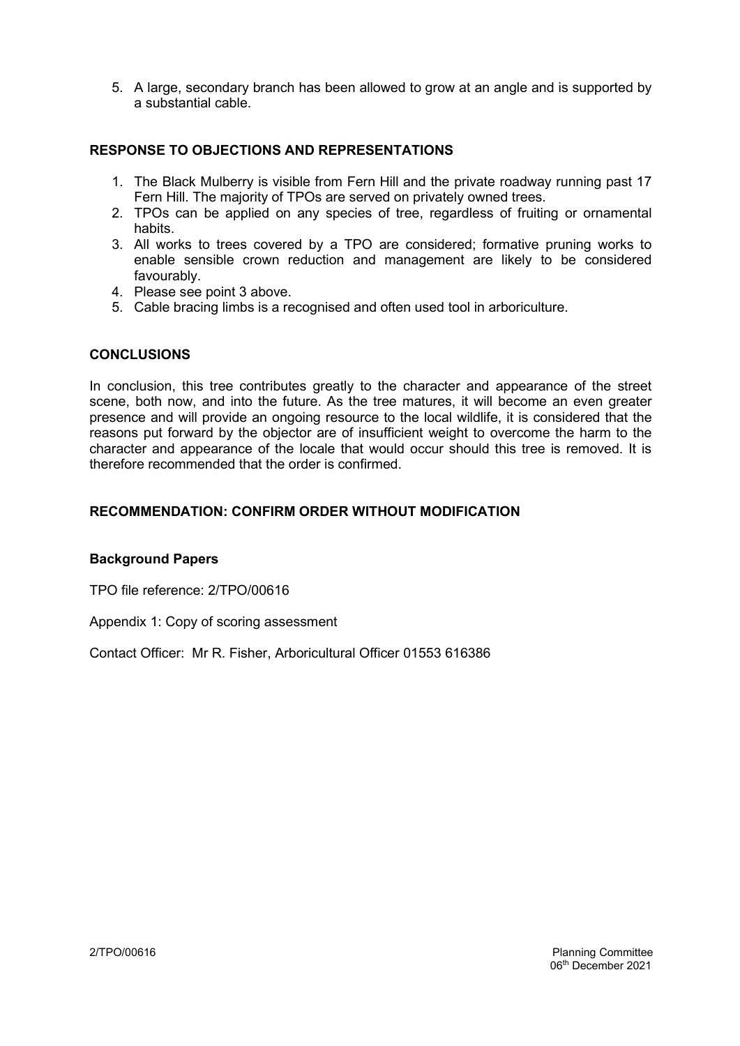5. A large, secondary branch has been allowed to grow at an angle and is supported by a substantial cable.

## RESPONSE TO OBJECTIONS AND REPRESENTATIONS

1. The Black Mulberry is visible from Fern Hill and the private roadway running past 17 Fern Hill. The majority of TPOs are served on privately owned trees.
2. TPOs can be applied on any species of tree, regardless of fruiting or ornamental habits.
3. All works to trees covered by a TPO are considered; formative pruning works to enable sensible crown reduction and management are likely to be considered favourably.
4. Please see point 3 above.
5. Cable bracing limbs is a recognised and often used tool in arboriculture.

## CONCLUSIONS

In conclusion, this tree contributes greatly to the character and appearance of the street scene, both now, and into the future. As the tree matures, it will become an even greater presence and will provide an ongoing resource to the local wildlife, it is considered that the reasons put forward by the objector are of insufficient weight to overcome the harm to the character and appearance of the locale that would occur should this tree is removed. It is therefore recommended that the order is confirmed.

## RECOMMENDATION: CONFIRM ORDER WITHOUT MODIFICATION

### Background Papers

TPO file reference: 2/TPO/00616

Appendix 1: Copy of scoring assessment

Contact Officer: Mr R. Fisher, Arboricultural Officer 01553 616386